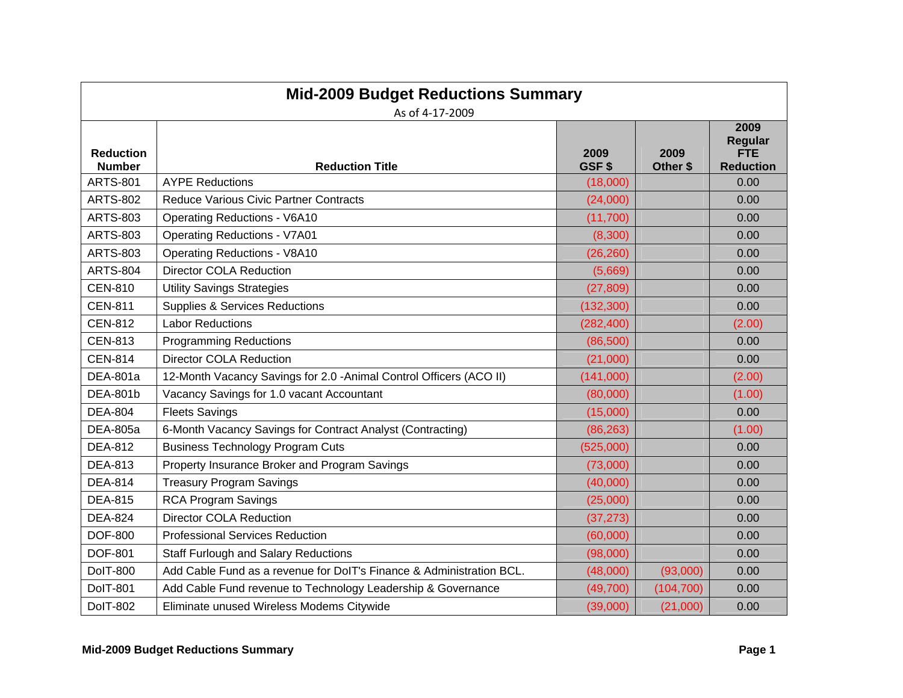# Mid-2009 Budget Reductions Summary

As of 4-17-2009

| Reduction Number | Reduction Title | 2009 GSF $ | 2009 Other $ | 2009 Regular FTE Reduction |
|---|---|---|---|---|
| ARTS-801 | AYPE Reductions | (18,000) | | 0.00 |
| ARTS-802 | Reduce Various Civic Partner Contracts | (24,000) | | 0.00 |
| ARTS-803 | Operating Reductions - V6A10 | (11,700) | | 0.00 |
| ARTS-803 | Operating Reductions - V7A01 | (8,300) | | 0.00 |
| ARTS-803 | Operating Reductions - V8A10 | (26,260) | | 0.00 |
| ARTS-804 | Director COLA Reduction | (5,669) | | 0.00 |
| CEN-810 | Utility Savings Strategies | (27,809) | | 0.00 |
| CEN-811 | Supplies & Services Reductions | (132,300) | | 0.00 |
| CEN-812 | Labor Reductions | (282,400) | | (2.00) |
| CEN-813 | Programming Reductions | (86,500) | | 0.00 |
| CEN-814 | Director COLA Reduction | (21,000) | | 0.00 |
| DEA-801a | 12-Month Vacancy Savings for 2.0 -Animal Control Officers (ACO II) | (141,000) | | (2.00) |
| DEA-801b | Vacancy Savings for 1.0 vacant Accountant | (80,000) | | (1.00) |
| DEA-804 | Fleets Savings | (15,000) | | 0.00 |
| DEA-805a | 6-Month Vacancy Savings for Contract Analyst (Contracting) | (86,263) | | (1.00) |
| DEA-812 | Business Technology Program Cuts | (525,000) | | 0.00 |
| DEA-813 | Property Insurance Broker and Program Savings | (73,000) | | 0.00 |
| DEA-814 | Treasury Program Savings | (40,000) | | 0.00 |
| DEA-815 | RCA Program Savings | (25,000) | | 0.00 |
| DEA-824 | Director COLA Reduction | (37,273) | | 0.00 |
| DOF-800 | Professional Services Reduction | (60,000) | | 0.00 |
| DOF-801 | Staff Furlough and Salary Reductions | (98,000) | | 0.00 |
| DoIT-800 | Add Cable Fund as a revenue for DoIT's Finance & Administration BCL. | (48,000) | (93,000) | 0.00 |
| DoIT-801 | Add Cable Fund revenue to Technology Leadership & Governance | (49,700) | (104,700) | 0.00 |
| DoIT-802 | Eliminate unused Wireless Modems Citywide | (39,000) | (21,000) | 0.00 |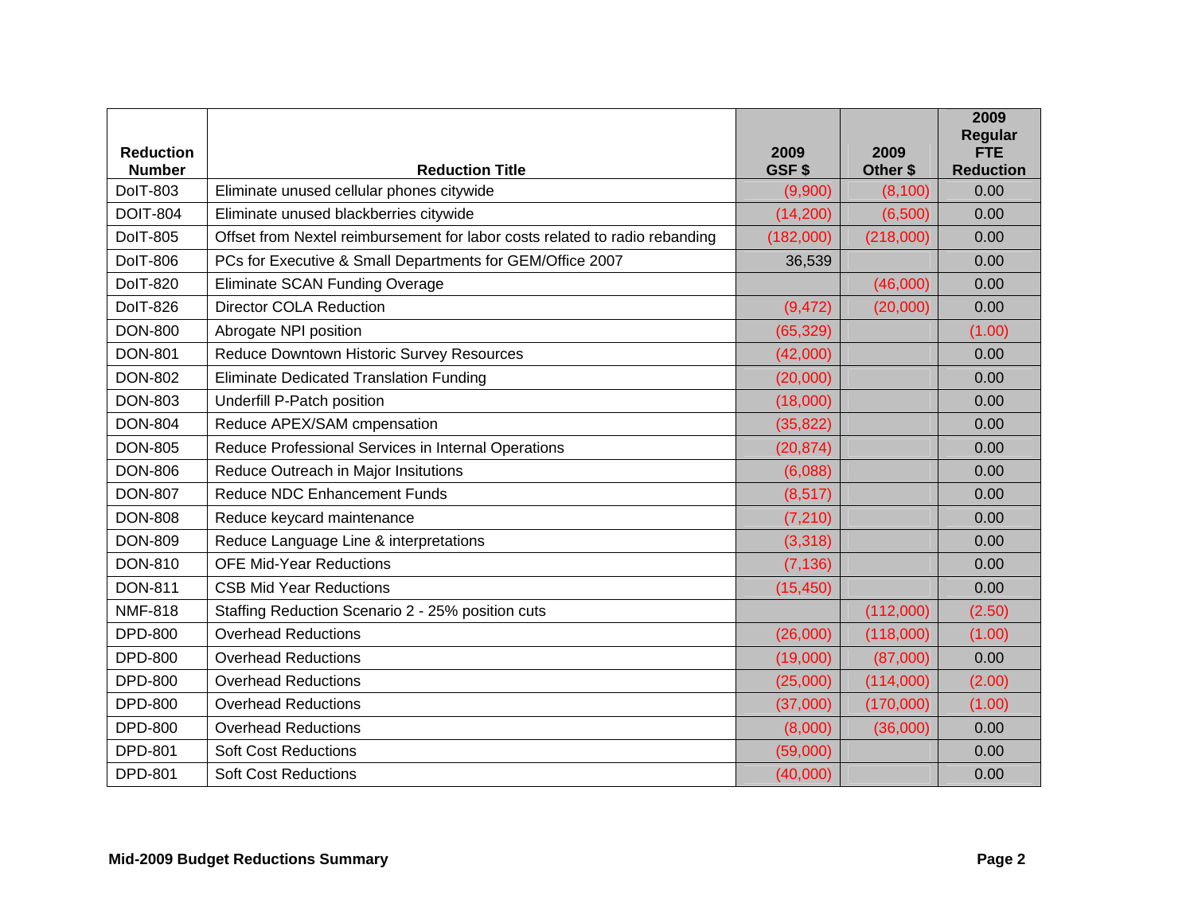| Reduction Number | Reduction Title | 2009 GSF $ | 2009 Other $ | 2009 Regular FTE Reduction |
|---|---|---|---|---|
| DoIT-803 | Eliminate unused cellular phones citywide | (9,900) | (8,100) | 0.00 |
| DOIT-804 | Eliminate unused blackberries citywide | (14,200) | (6,500) | 0.00 |
| DoIT-805 | Offset from Nextel reimbursement for labor costs related to radio rebanding | (182,000) | (218,000) | 0.00 |
| DoIT-806 | PCs for Executive & Small Departments for GEM/Office 2007 | 36,539 | | 0.00 |
| DoIT-820 | Eliminate SCAN Funding Overage | | (46,000) | 0.00 |
| DoIT-826 | Director COLA Reduction | (9,472) | (20,000) | 0.00 |
| DON-800 | Abrogate NPI position | (65,329) | | (1.00) |
| DON-801 | Reduce Downtown Historic Survey Resources | (42,000) | | 0.00 |
| DON-802 | Eliminate Dedicated Translation Funding | (20,000) | | 0.00 |
| DON-803 | Underfill P-Patch position | (18,000) | | 0.00 |
| DON-804 | Reduce APEX/SAM cmpensation | (35,822) | | 0.00 |
| DON-805 | Reduce Professional Services in Internal Operations | (20,874) | | 0.00 |
| DON-806 | Reduce Outreach in Major Insitutions | (6,088) | | 0.00 |
| DON-807 | Reduce NDC Enhancement Funds | (8,517) | | 0.00 |
| DON-808 | Reduce keycard maintenance | (7,210) | | 0.00 |
| DON-809 | Reduce Language Line & interpretations | (3,318) | | 0.00 |
| DON-810 | OFE Mid-Year Reductions | (7,136) | | 0.00 |
| DON-811 | CSB Mid Year Reductions | (15,450) | | 0.00 |
| NMF-818 | Staffing Reduction Scenario 2 - 25% position cuts | | (112,000) | (2.50) |
| DPD-800 | Overhead Reductions | (26,000) | (118,000) | (1.00) |
| DPD-800 | Overhead Reductions | (19,000) | (87,000) | 0.00 |
| DPD-800 | Overhead Reductions | (25,000) | (114,000) | (2.00) |
| DPD-800 | Overhead Reductions | (37,000) | (170,000) | (1.00) |
| DPD-800 | Overhead Reductions | (8,000) | (36,000) | 0.00 |
| DPD-801 | Soft Cost Reductions | (59,000) | | 0.00 |
| DPD-801 | Soft Cost Reductions | (40,000) | | 0.00 |

**Mid-2009 Budget Reductions Summary**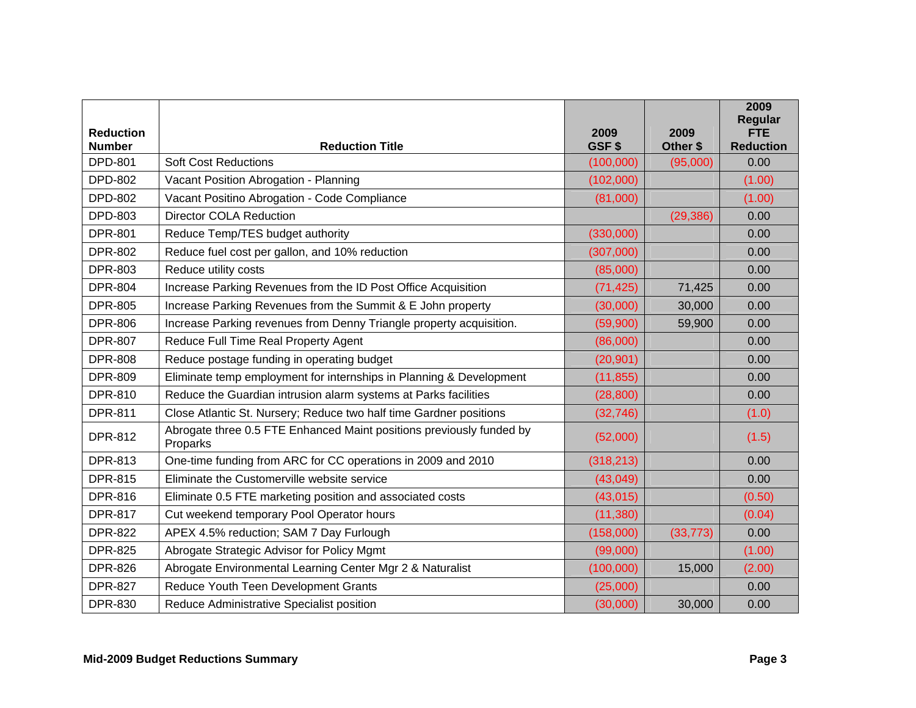| Reduction Number | Reduction Title | 2009 GSF $ | 2009 Other $ | 2009 Regular FTE Reduction |
|---|---|---|---|---|
| DPD-801 | Soft Cost Reductions | (100,000) | (95,000) | 0.00 |
| DPD-802 | Vacant Position Abrogation - Planning | (102,000) | | (1.00) |
| DPD-802 | Vacant Positino Abrogation - Code Compliance | (81,000) | | (1.00) |
| DPD-803 | Director COLA Reduction | | (29,386) | 0.00 |
| DPR-801 | Reduce Temp/TES budget authority | (330,000) | | 0.00 |
| DPR-802 | Reduce fuel cost per gallon, and 10% reduction | (307,000) | | 0.00 |
| DPR-803 | Reduce utility costs | (85,000) | | 0.00 |
| DPR-804 | Increase Parking Revenues from the ID Post Office Acquisition | (71,425) | 71,425 | 0.00 |
| DPR-805 | Increase Parking Revenues from the Summit & E John property | (30,000) | 30,000 | 0.00 |
| DPR-806 | Increase Parking revenues from Denny Triangle property acquisition. | (59,900) | 59,900 | 0.00 |
| DPR-807 | Reduce Full Time Real Property Agent | (86,000) | | 0.00 |
| DPR-808 | Reduce postage funding in operating budget | (20,901) | | 0.00 |
| DPR-809 | Eliminate temp employment for internships in Planning & Development | (11,855) | | 0.00 |
| DPR-810 | Reduce the Guardian intrusion alarm systems at Parks facilities | (28,800) | | 0.00 |
| DPR-811 | Close Atlantic St. Nursery; Reduce two half time Gardner positions | (32,746) | | (1.0) |
| DPR-812 | Abrogate three 0.5 FTE Enhanced Maint positions previously funded by Proparks | (52,000) | | (1.5) |
| DPR-813 | One-time funding from ARC for CC operations in 2009 and 2010 | (318,213) | | 0.00 |
| DPR-815 | Eliminate the Customerville website service | (43,049) | | 0.00 |
| DPR-816 | Eliminate 0.5 FTE marketing position and associated costs | (43,015) | | (0.50) |
| DPR-817 | Cut weekend temporary Pool Operator hours | (11,380) | | (0.04) |
| DPR-822 | APEX 4.5% reduction; SAM 7 Day Furlough | (158,000) | (33,773) | 0.00 |
| DPR-825 | Abrogate Strategic Advisor for Policy Mgmt | (99,000) | | (1.00) |
| DPR-826 | Abrogate Environmental Learning Center Mgr 2 & Naturalist | (100,000) | 15,000 | (2.00) |
| DPR-827 | Reduce Youth Teen Development Grants | (25,000) | | 0.00 |
| DPR-830 | Reduce Administrative Specialist position | (30,000) | 30,000 | 0.00 |

**Mid-2009 Budget Reductions Summary**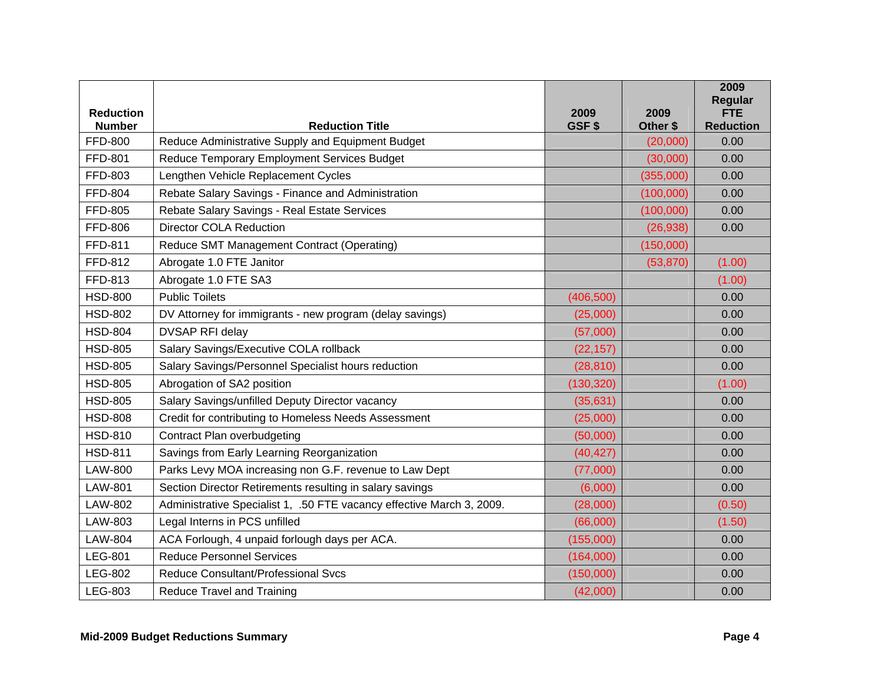| Reduction Number | Reduction Title | 2009 GSF $ | 2009 Other $ | 2009 Regular FTE Reduction |
|---|---|---|---|---|
| FFD-800 | Reduce Administrative Supply and Equipment Budget | | (20,000) | 0.00 |
| FFD-801 | Reduce Temporary Employment Services Budget | | (30,000) | 0.00 |
| FFD-803 | Lengthen Vehicle Replacement Cycles | | (355,000) | 0.00 |
| FFD-804 | Rebate Salary Savings - Finance and Administration | | (100,000) | 0.00 |
| FFD-805 | Rebate Salary Savings - Real Estate Services | | (100,000) | 0.00 |
| FFD-806 | Director COLA Reduction | | (26,938) | 0.00 |
| FFD-811 | Reduce SMT Management Contract (Operating) | | (150,000) | |
| FFD-812 | Abrogate 1.0 FTE Janitor | | (53,870) | (1.00) |
| FFD-813 | Abrogate 1.0 FTE SA3 | | | (1.00) |
| HSD-800 | Public Toilets | (406,500) | | 0.00 |
| HSD-802 | DV Attorney for immigrants - new program (delay savings) | (25,000) | | 0.00 |
| HSD-804 | DVSAP RFI delay | (57,000) | | 0.00 |
| HSD-805 | Salary Savings/Executive COLA rollback | (22,157) | | 0.00 |
| HSD-805 | Salary Savings/Personnel Specialist hours reduction | (28,810) | | 0.00 |
| HSD-805 | Abrogation of SA2 position | (130,320) | | (1.00) |
| HSD-805 | Salary Savings/unfilled Deputy Director vacancy | (35,631) | | 0.00 |
| HSD-808 | Credit for contributing to Homeless Needs Assessment | (25,000) | | 0.00 |
| HSD-810 | Contract Plan overbudgeting | (50,000) | | 0.00 |
| HSD-811 | Savings from Early Learning Reorganization | (40,427) | | 0.00 |
| LAW-800 | Parks Levy MOA increasing non G.F. revenue to Law Dept | (77,000) | | 0.00 |
| LAW-801 | Section Director Retirements resulting in salary savings | (6,000) | | 0.00 |
| LAW-802 | Administrative Specialist 1, .50 FTE vacancy effective March 3, 2009. | (28,000) | | (0.50) |
| LAW-803 | Legal Interns in PCS unfilled | (66,000) | | (1.50) |
| LAW-804 | ACA Forlough, 4 unpaid forlough days per ACA. | (155,000) | | 0.00 |
| LEG-801 | Reduce Personnel Services | (164,000) | | 0.00 |
| LEG-802 | Reduce Consultant/Professional Svcs | (150,000) | | 0.00 |
| LEG-803 | Reduce Travel and Training | (42,000) | | 0.00 |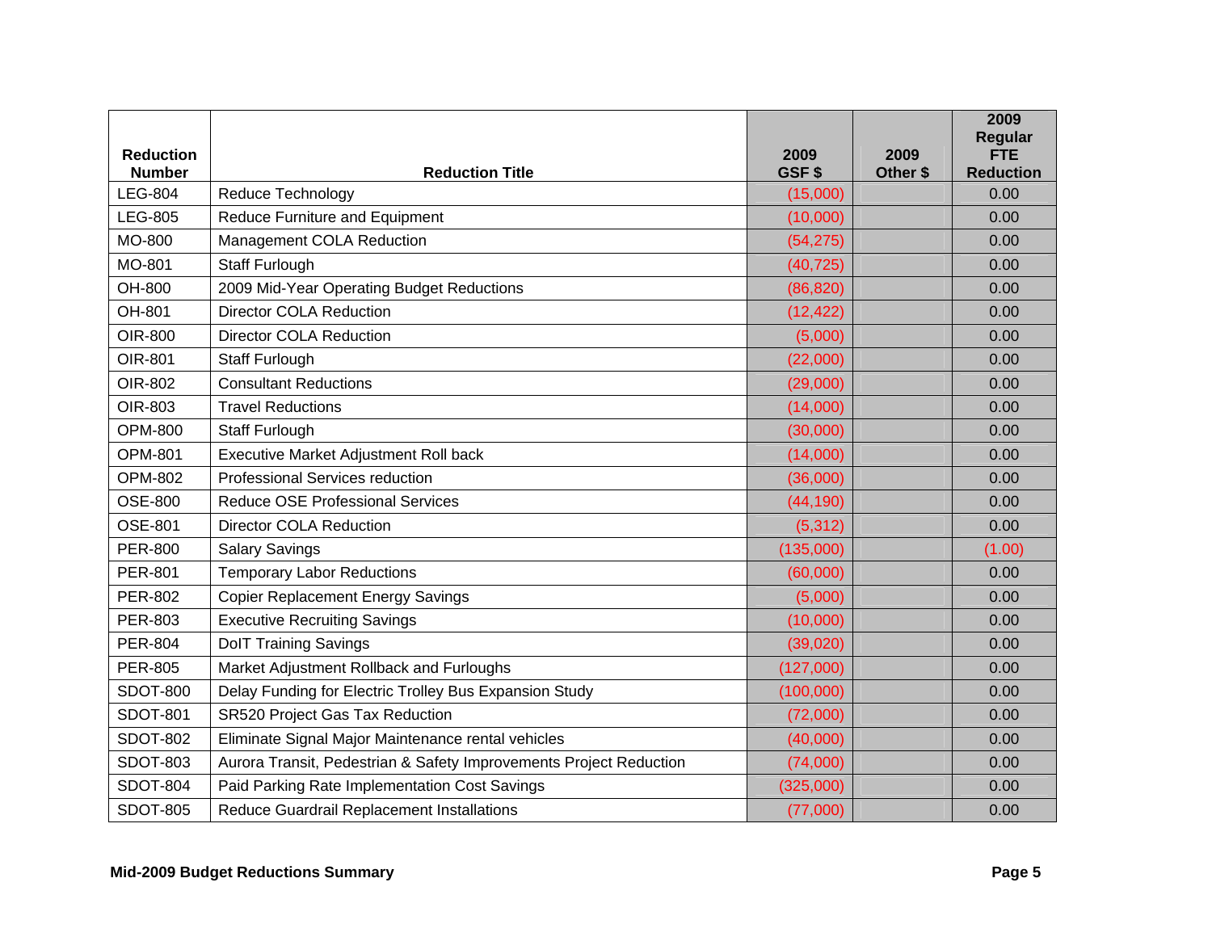| Reduction Number | Reduction Title | 2009 GSF $ | 2009 Other $ | 2009 Regular FTE Reduction |
|---|---|---|---|---|
| LEG-804 | Reduce Technology | (15,000) | | 0.00 |
| LEG-805 | Reduce Furniture and Equipment | (10,000) | | 0.00 |
| MO-800 | Management COLA Reduction | (54,275) | | 0.00 |
| MO-801 | Staff Furlough | (40,725) | | 0.00 |
| OH-800 | 2009 Mid-Year Operating Budget Reductions | (86,820) | | 0.00 |
| OH-801 | Director COLA Reduction | (12,422) | | 0.00 |
| OIR-800 | Director COLA Reduction | (5,000) | | 0.00 |
| OIR-801 | Staff Furlough | (22,000) | | 0.00 |
| OIR-802 | Consultant Reductions | (29,000) | | 0.00 |
| OIR-803 | Travel Reductions | (14,000) | | 0.00 |
| OPM-800 | Staff Furlough | (30,000) | | 0.00 |
| OPM-801 | Executive Market Adjustment Roll back | (14,000) | | 0.00 |
| OPM-802 | Professional Services reduction | (36,000) | | 0.00 |
| OSE-800 | Reduce OSE Professional Services | (44,190) | | 0.00 |
| OSE-801 | Director COLA Reduction | (5,312) | | 0.00 |
| PER-800 | Salary Savings | (135,000) | | (1.00) |
| PER-801 | Temporary Labor Reductions | (60,000) | | 0.00 |
| PER-802 | Copier Replacement Energy Savings | (5,000) | | 0.00 |
| PER-803 | Executive Recruiting Savings | (10,000) | | 0.00 |
| PER-804 | DoIT Training Savings | (39,020) | | 0.00 |
| PER-805 | Market Adjustment Rollback and Furloughs | (127,000) | | 0.00 |
| SDOT-800 | Delay Funding for Electric Trolley Bus Expansion Study | (100,000) | | 0.00 |
| SDOT-801 | SR520 Project Gas Tax Reduction | (72,000) | | 0.00 |
| SDOT-802 | Eliminate Signal Major Maintenance rental vehicles | (40,000) | | 0.00 |
| SDOT-803 | Aurora Transit, Pedestrian & Safety Improvements Project Reduction | (74,000) | | 0.00 |
| SDOT-804 | Paid Parking Rate Implementation Cost Savings | (325,000) | | 0.00 |
| SDOT-805 | Reduce Guardrail Replacement Installations | (77,000) | | 0.00 |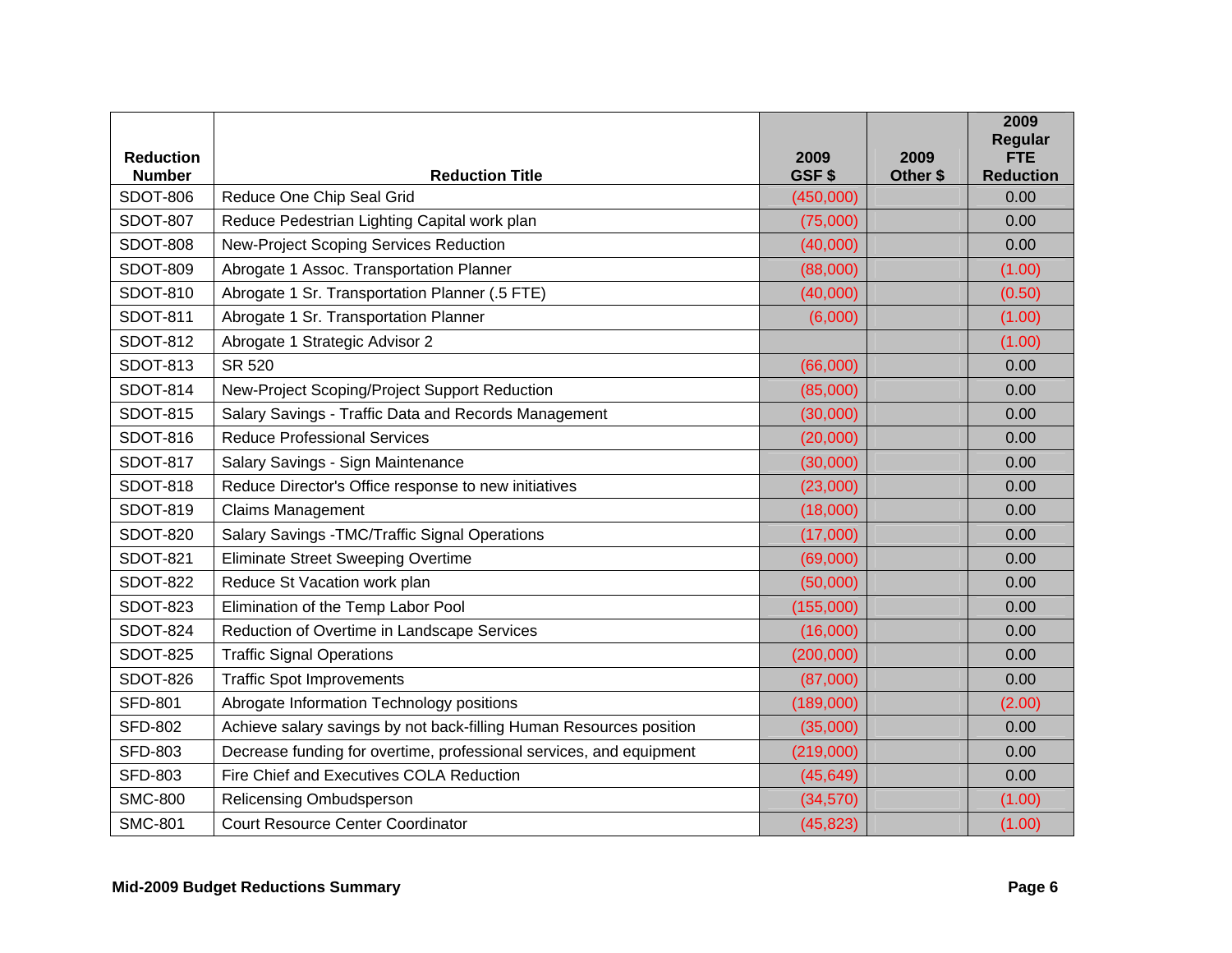| Reduction Number | Reduction Title | 2009 GSF $ | 2009 Other $ | 2009 Regular FTE Reduction |
|---|---|---|---|---|
| SDOT-806 | Reduce One Chip Seal Grid | (450,000) | | 0.00 |
| SDOT-807 | Reduce Pedestrian Lighting Capital work plan | (75,000) | | 0.00 |
| SDOT-808 | New-Project Scoping Services Reduction | (40,000) | | 0.00 |
| SDOT-809 | Abrogate 1 Assoc. Transportation Planner | (88,000) | | (1.00) |
| SDOT-810 | Abrogate 1 Sr. Transportation Planner (.5 FTE) | (40,000) | | (0.50) |
| SDOT-811 | Abrogate 1 Sr. Transportation Planner | (6,000) | | (1.00) |
| SDOT-812 | Abrogate 1 Strategic Advisor 2 | | | (1.00) |
| SDOT-813 | SR 520 | (66,000) | | 0.00 |
| SDOT-814 | New-Project Scoping/Project Support Reduction | (85,000) | | 0.00 |
| SDOT-815 | Salary Savings - Traffic Data and Records Management | (30,000) | | 0.00 |
| SDOT-816 | Reduce Professional Services | (20,000) | | 0.00 |
| SDOT-817 | Salary Savings - Sign Maintenance | (30,000) | | 0.00 |
| SDOT-818 | Reduce Director's Office response to new initiatives | (23,000) | | 0.00 |
| SDOT-819 | Claims Management | (18,000) | | 0.00 |
| SDOT-820 | Salary Savings -TMC/Traffic Signal Operations | (17,000) | | 0.00 |
| SDOT-821 | Eliminate Street Sweeping Overtime | (69,000) | | 0.00 |
| SDOT-822 | Reduce St Vacation work plan | (50,000) | | 0.00 |
| SDOT-823 | Elimination of the Temp Labor Pool | (155,000) | | 0.00 |
| SDOT-824 | Reduction of Overtime in Landscape Services | (16,000) | | 0.00 |
| SDOT-825 | Traffic Signal Operations | (200,000) | | 0.00 |
| SDOT-826 | Traffic Spot Improvements | (87,000) | | 0.00 |
| SFD-801 | Abrogate Information Technology positions | (189,000) | | (2.00) |
| SFD-802 | Achieve salary savings by not back-filling Human Resources position | (35,000) | | 0.00 |
| SFD-803 | Decrease funding for overtime, professional services, and equipment | (219,000) | | 0.00 |
| SFD-803 | Fire Chief and Executives COLA Reduction | (45,649) | | 0.00 |
| SMC-800 | Relicensing Ombudsperson | (34,570) | | (1.00) |
| SMC-801 | Court Resource Center Coordinator | (45,823) | | (1.00) |

**Mid-2009 Budget Reductions Summary**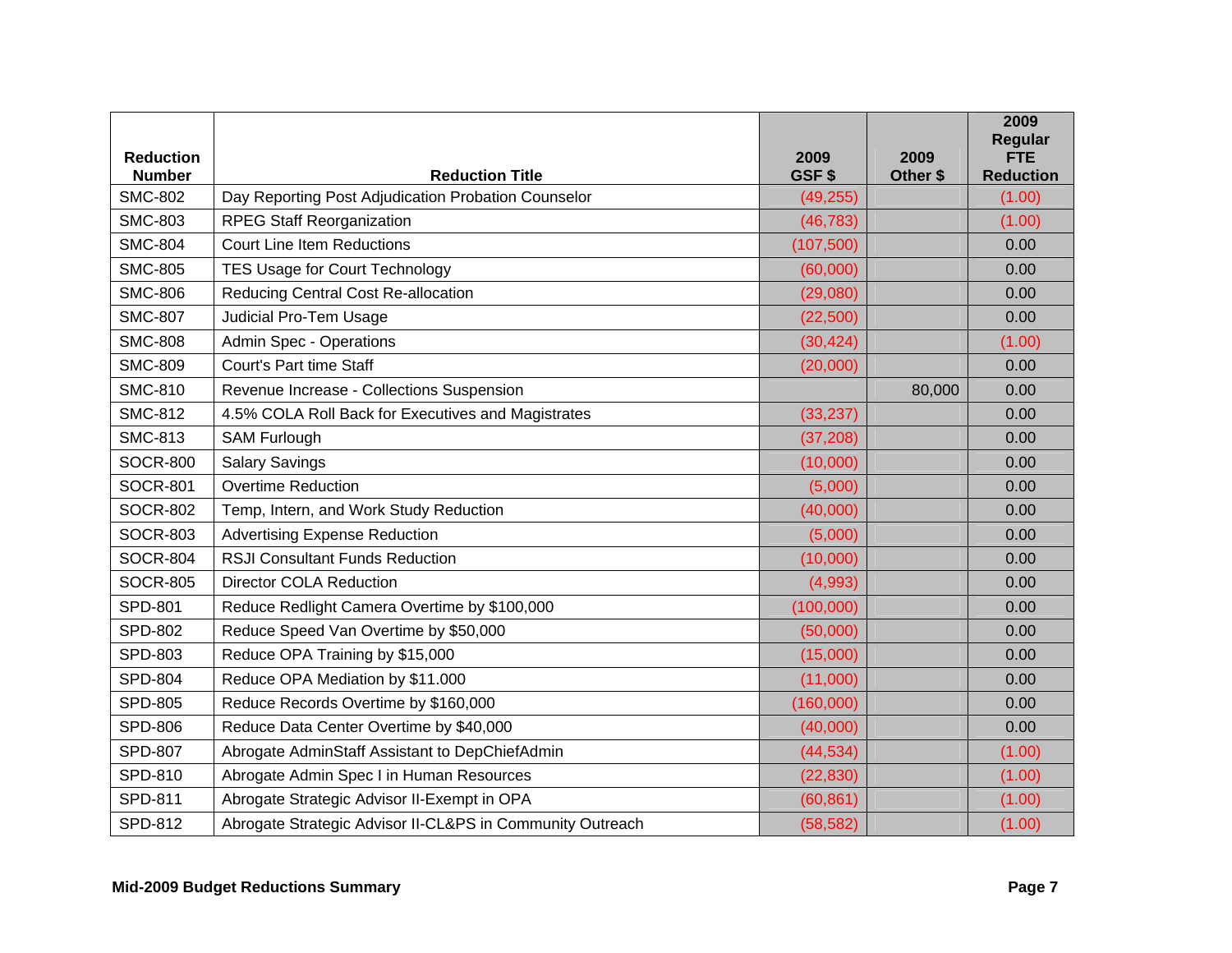| Reduction Number | Reduction Title | 2009 GSF $ | 2009 Other $ | 2009 Regular FTE Reduction |
|---|---|---|---|---|
| SMC-802 | Day Reporting Post Adjudication Probation Counselor | (49,255) | | (1.00) |
| SMC-803 | RPEG Staff Reorganization | (46,783) | | (1.00) |
| SMC-804 | Court Line Item Reductions | (107,500) | | 0.00 |
| SMC-805 | TES Usage for Court Technology | (60,000) | | 0.00 |
| SMC-806 | Reducing Central Cost Re-allocation | (29,080) | | 0.00 |
| SMC-807 | Judicial Pro-Tem Usage | (22,500) | | 0.00 |
| SMC-808 | Admin Spec - Operations | (30,424) | | (1.00) |
| SMC-809 | Court's Part time Staff | (20,000) | | 0.00 |
| SMC-810 | Revenue Increase - Collections Suspension | | 80,000 | 0.00 |
| SMC-812 | 4.5% COLA Roll Back for Executives and Magistrates | (33,237) | | 0.00 |
| SMC-813 | SAM Furlough | (37,208) | | 0.00 |
| SOCR-800 | Salary Savings | (10,000) | | 0.00 |
| SOCR-801 | Overtime Reduction | (5,000) | | 0.00 |
| SOCR-802 | Temp, Intern, and Work Study Reduction | (40,000) | | 0.00 |
| SOCR-803 | Advertising Expense Reduction | (5,000) | | 0.00 |
| SOCR-804 | RSJI Consultant Funds Reduction | (10,000) | | 0.00 |
| SOCR-805 | Director COLA Reduction | (4,993) | | 0.00 |
| SPD-801 | Reduce Redlight Camera Overtime by $100,000 | (100,000) | | 0.00 |
| SPD-802 | Reduce Speed Van Overtime by $50,000 | (50,000) | | 0.00 |
| SPD-803 | Reduce OPA Training by $15,000 | (15,000) | | 0.00 |
| SPD-804 | Reduce OPA Mediation by $11.000 | (11,000) | | 0.00 |
| SPD-805 | Reduce Records Overtime by $160,000 | (160,000) | | 0.00 |
| SPD-806 | Reduce Data Center Overtime by $40,000 | (40,000) | | 0.00 |
| SPD-807 | Abrogate AdminStaff Assistant to DepChiefAdmin | (44,534) | | (1.00) |
| SPD-810 | Abrogate Admin Spec I in Human Resources | (22,830) | | (1.00) |
| SPD-811 | Abrogate Strategic Advisor II-Exempt in OPA | (60,861) | | (1.00) |
| SPD-812 | Abrogate Strategic Advisor II-CL&PS in Community Outreach | (58,582) | | (1.00) |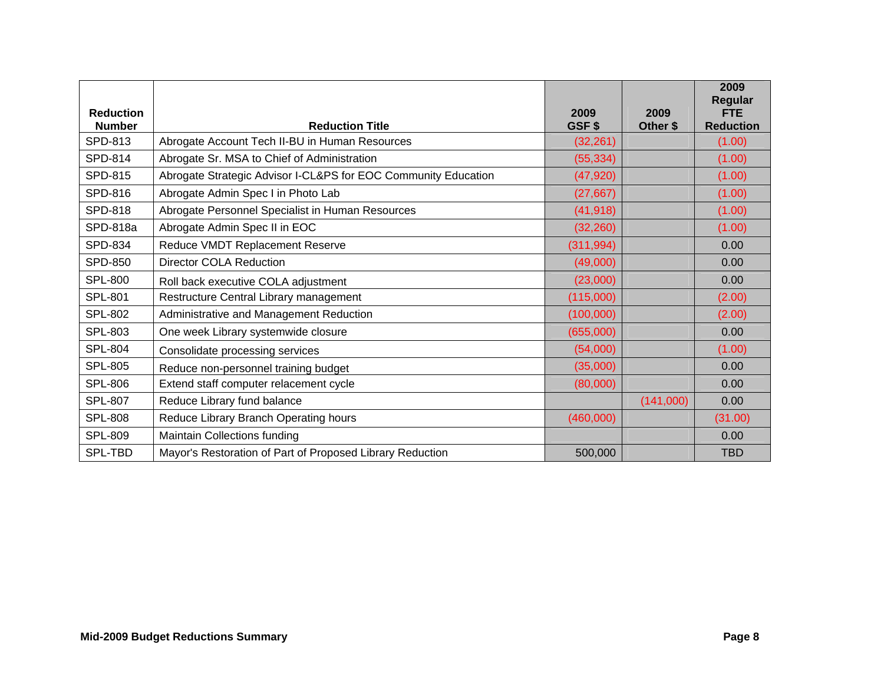| Reduction Number | Reduction Title | 2009 GSF $ | 2009 Other $ | 2009 Regular FTE Reduction |
|---|---|---|---|---|
| SPD-813 | Abrogate Account Tech II-BU in Human Resources | (32,261) | | (1.00) |
| SPD-814 | Abrogate Sr. MSA to Chief of Administration | (55,334) | | (1.00) |
| SPD-815 | Abrogate Strategic Advisor I-CL&PS for EOC Community Education | (47,920) | | (1.00) |
| SPD-816 | Abrogate Admin Spec I in Photo Lab | (27,667) | | (1.00) |
| SPD-818 | Abrogate Personnel Specialist in Human Resources | (41,918) | | (1.00) |
| SPD-818a | Abrogate Admin Spec II in EOC | (32,260) | | (1.00) |
| SPD-834 | Reduce VMDT Replacement Reserve | (311,994) | | 0.00 |
| SPD-850 | Director COLA Reduction | (49,000) | | 0.00 |
| SPL-800 | Roll back executive COLA adjustment | (23,000) | | 0.00 |
| SPL-801 | Restructure Central Library management | (115,000) | | (2.00) |
| SPL-802 | Administrative and Management Reduction | (100,000) | | (2.00) |
| SPL-803 | One week Library systemwide closure | (655,000) | | 0.00 |
| SPL-804 | Consolidate processing services | (54,000) | | (1.00) |
| SPL-805 | Reduce non-personnel training budget | (35,000) | | 0.00 |
| SPL-806 | Extend staff computer relacement cycle | (80,000) | | 0.00 |
| SPL-807 | Reduce Library fund balance | | (141,000) | 0.00 |
| SPL-808 | Reduce Library Branch Operating hours | (460,000) | | (31.00) |
| SPL-809 | Maintain Collections funding | | | 0.00 |
| SPL-TBD | Mayor's Restoration of Part of Proposed Library Reduction | 500,000 | | TBD |